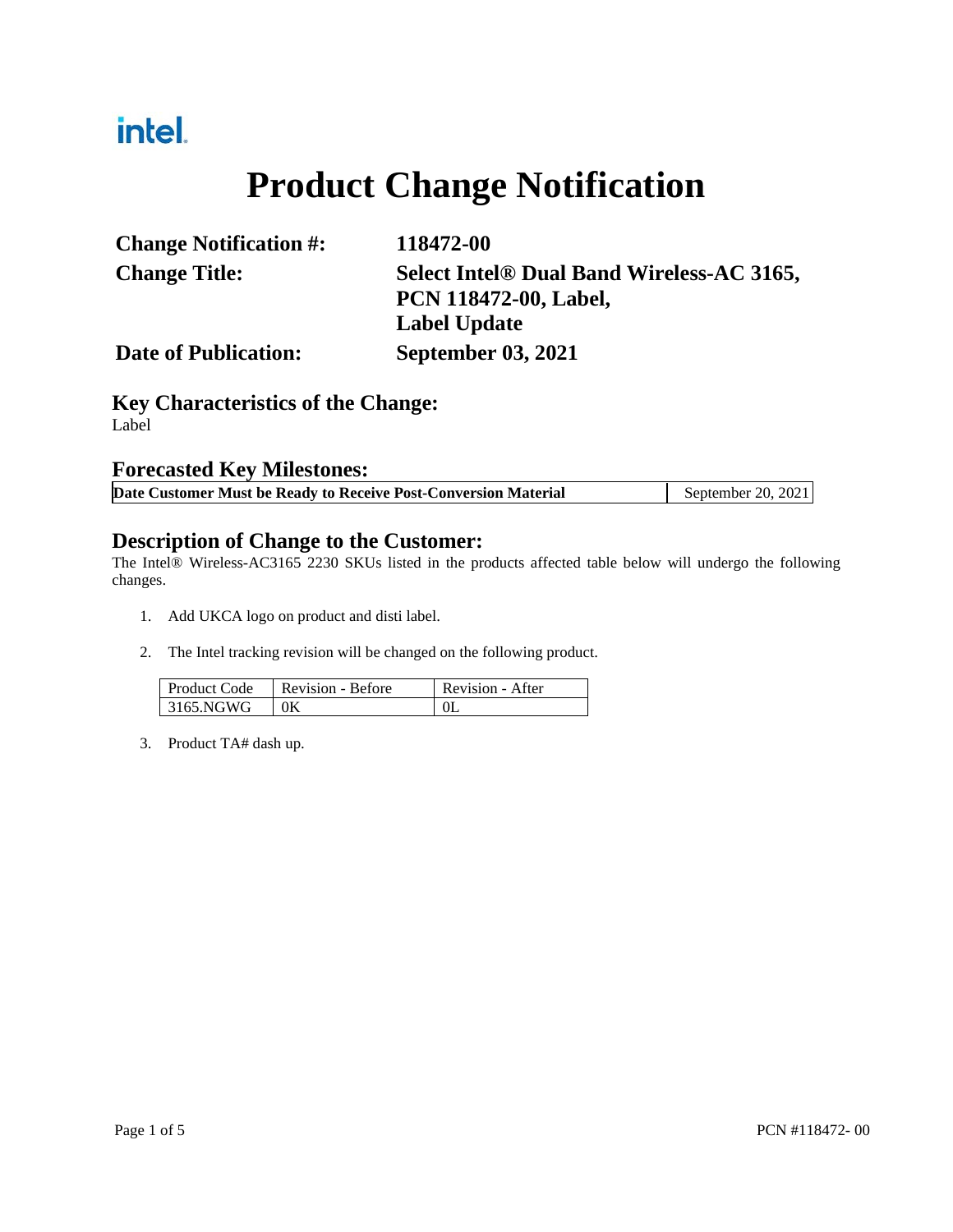intel.

# Product Change Notification

| | |
|---|---|
| **Change Notification #:** | **118472-00** |
| **Change Title:** | **Select Intel® Dual Band Wireless-AC 3165, PCN 118472-00, Label, Label Update** |
| **Date of Publication:** | **September 03, 2021** |

## Key Characteristics of the Change:

Label

## Forecasted Key Milestones:

| **Date Customer Must be Ready to Receive Post-Conversion Material** | September 20, 2021 |
|---|---|

## Description of Change to the Customer:

The Intel® Wireless-AC3165 2230 SKUs listed in the products affected table below will undergo the following changes.

1. Add UKCA logo on product and disti label.

2. The Intel tracking revision will be changed on the following product.

| Product Code | Revision - Before | Revision - After |
|---|---|---|
| 3165.NGWG | 0K | 0L |

3. Product TA# dash up.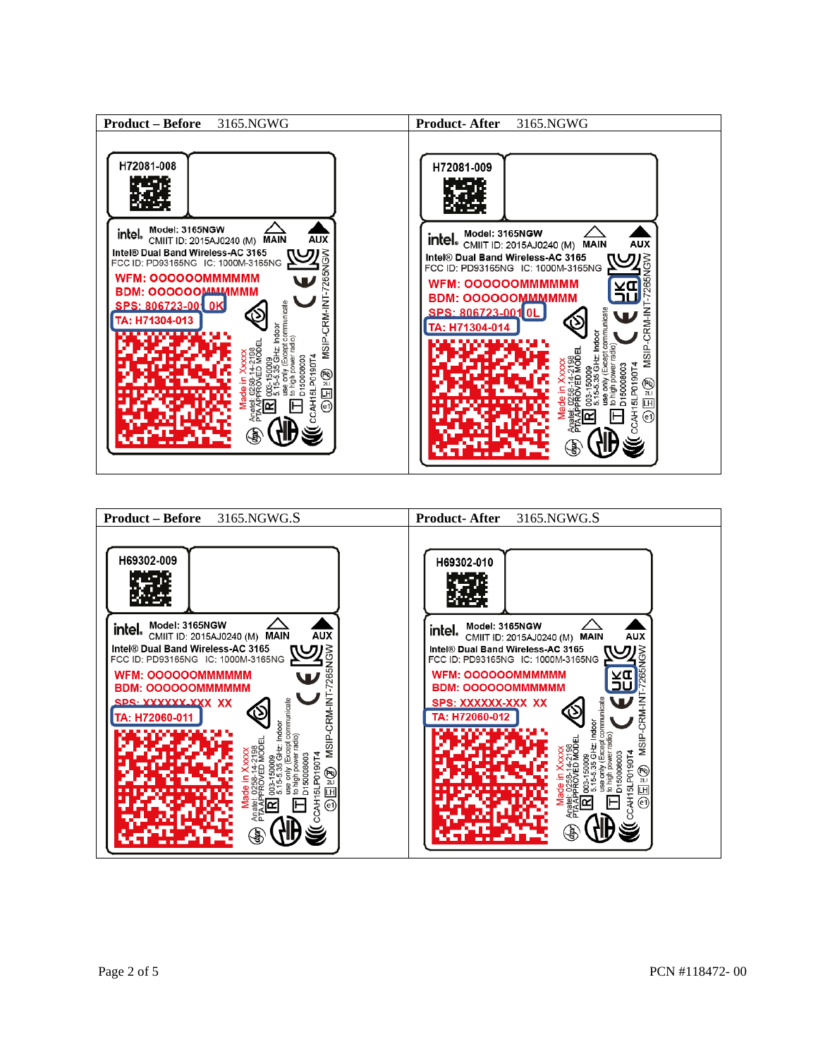| Product – Before 3165.NGWG | Product- After 3165.NGWG |
| --- | --- |
| H72081-008<br>intel. Model: 3165NGW CMIIT ID: 2015AJ0240 (M) MAIN AUX<br>Intel® Dual Band Wireless-AC 3165<br>FCC ID: PD93165NG IC: 1000M-3165NG<br>WFM: OOOOOOMMMMMM<br>BDM: OOOOOOMMMMMM<br>SPS: 806723-00 0K<br>TA: H71304-013<br>Made in Xxxxx<br>Anatel: 0258-14-2198<br>PTA APPROVED MODEL<br>003-150009<br>5.15-5.35 GHz: Indoor use only (Except communicate to high power radio)<br>D150008003<br>CCAH15LP0190T4<br>MSIP-CRM-INT-7265NGW | H72081-009<br>intel. Model: 3165NGW CMIIT ID: 2015AJ0240 (M) MAIN AUX<br>Intel® Dual Band Wireless-AC 3165<br>FCC ID: PD93165NG IC: 1000M-3165NG<br>WFM: OOOOOOMMMMMM<br>BDM: OOOOOOMMMMMM<br>SPS: 806723-001 0L<br>TA: H71304-014<br>UK CA<br>Made in Xxxxx<br>Anatel: 0258-14-2198<br>PTA APPROVED MODEL<br>003-150009<br>5.15-5.35 GHz: Indoor use only (Except communicate to high power radio)<br>D150008003<br>CCAH15LP0190T4<br>MSIP-CRM-INT-7265NGW |

| Product – Before 3165.NGWG.S | Product- After 3165.NGWG.S |
| --- | --- |
| H69302-009<br>intel. Model: 3165NGW CMIIT ID: 2015AJ0240 (M) MAIN AUX<br>Intel® Dual Band Wireless-AC 3165<br>FCC ID: PD93165NG IC: 1000M-3165NG<br>WFM: OOOOOOMMMMMM<br>BDM: OOOOOOMMMMMM<br>SPS: XXXXXX-XXX XX<br>TA: H72060-011<br>Made in Xxxxx<br>Anatel: 0258-14-2198<br>PTA APPROVED MODEL<br>003-150009<br>5.15-5.35 GHz: Indoor use only (Except communicate to high power radio)<br>D150008003<br>CCAH15LP0190T4<br>MSIP-CRM-INT-7265NGW | H69302-010<br>intel. Model: 3165NGW CMIIT ID: 2015AJ0240 (M) MAIN AUX<br>Intel® Dual Band Wireless-AC 3165<br>FCC ID: PD93165NG IC: 1000M-3165NG<br>WFM: OOOOOOMMMMMM<br>BDM: OOOOOOMMMMMM<br>SPS: XXXXXX-XXX XX<br>TA: H72060-012<br>UK CA<br>Made in Xxxxx<br>Anatel: 0258-14-2198<br>PTA APPROVED MODEL<br>003-150009<br>5.15-5.35 GHz: Indoor use only (Except communicate to high power radio)<br>D150008003<br>CCAH15LP0190T4<br>MSIP-CRM-INT-7265NGW |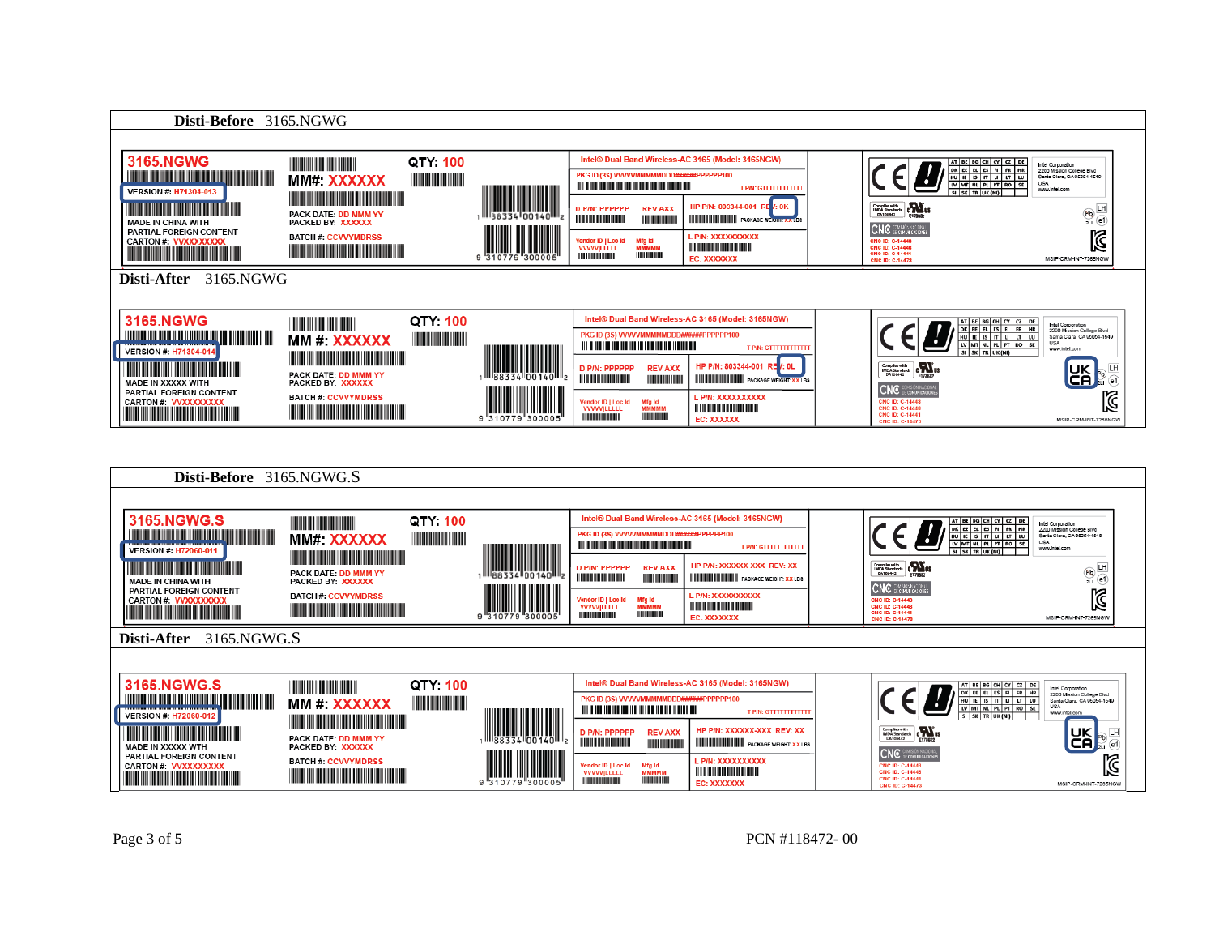**Disti-Before** 3165.NGWG

3165.NGWG

VERSION #: H71304-013

MADE IN CHINA WITH PARTIAL FOREIGN CONTENT

CARTON #: VVXXXXXXXX

MM#: XXXXXX

QTY: 100

PACK DATE: DD MMM YY

PACKED BY: XXXXXX

BATCH #: CCVVYMDRSS

1 88334 00140 2

9 310779 300005

Intel® Dual Band Wireless-AC 3165 (Model: 3165NGW)

PKG ID (3S) VVVVMMMMMDDD#####PPPPPP100

T P/N: GTTTTTTTTTTT

D P/N: PPPPPP REV AXX

HP P/N: 803344-001 REV: 0K

PACKAGE WEIGHT: XX LBS

Vendor ID | Loc Id VVVV|LLLLL

Mfg Id MMMMM

L P/N: XXXXXXXXXX

EC: XXXXXXX

Intel Corporation 2200 Mission College Blvd Santa Clara, CA 95054-1549 USA www.intel.com

CNC ID: C-14448 CNC ID: C-14449 CNC ID: C-14441 CNC ID: C-14473

MSIP-CRM-INT-7265NGW

**Disti-After** 3165.NGWG

3165.NGWG

VERSION #: H71304-014

MADE IN XXXXX WITH PARTIAL FOREIGN CONTENT

CARTON #: VVXXXXXXXX

MM #: XXXXXX

QTY: 100

PACK DATE: DD MMM YY

PACKED BY: XXXXXX

BATCH #: CCVVYMDRSS

1 88334 00140 2

9 310779 300005

Intel® Dual Band Wireless-AC 3165 (Model: 3165NGW)

PKG ID (3S) VVVVMMMMMDDD#####PPPPPP100

T P/N: GTTTTTTTTTTT

D P/N: PPPPPP REV AXX

HP P/N: 803344-001 REV: 0L

PACKAGE WEIGHT: XX LBS

Vendor ID | Loc Id VVVV|LLLLL

Mfg Id MMMMM

L P/N: XXXXXXXXXX

EC: XXXXXX

Intel Corporation 2200 Mission College Blvd Santa Clara, CA 95054-1549 USA www.intel.com

UK CA

CNC ID: C-14448 CNC ID: C-14449 CNC ID: C-14441 CNC ID: C-14473

MSIP-CRM-INT-7265NGW

**Disti-Before** 3165.NGWG.S

3165.NGWG.S

VERSION #: H72060-011

MADE IN CHINA WITH PARTIAL FOREIGN CONTENT

CARTON #: VVXXXXXXXX

MM#: XXXXXX

QTY: 100

PACK DATE: DD MMM YY

PACKED BY: XXXXXX

BATCH #: CCVVYMDRSS

1 88334 00140 2

9 310779 300005

Intel® Dual Band Wireless-AC 3165 (Model: 3165NGW)

PKG ID (3S) VVVVMMMMMDDD#####PPPPPP100

T P/N: GTTTTTTTTTTT

D P/N: PPPPPP REV AXX

HP P/N: XXXXXX-XXX REV: XX

PACKAGE WEIGHT: XX LBS

Vendor ID | Loc Id VVVV|LLLLL

Mfg Id MMMMM

L P/N: XXXXXXXXXX

EC: XXXXXXX

Intel Corporation 2200 Mission College Blvd Santa Clara, CA 95054-1549 USA www.intel.com

CNC ID: C-14448 CNC ID: C-14449 CNC ID: C-14441 CNC ID: C-14473

MSIP-CRM-INT-7265NGW

**Disti-After** 3165.NGWG.S

3165.NGWG.S

VERSION #: H72060-012

MADE IN XXXXX WITH PARTIAL FOREIGN CONTENT

CARTON #: VVXXXXXXXX

MM #: XXXXXX

QTY: 100

PACK DATE: DD MMM YY

PACKED BY: XXXXXX

BATCH #: CCVVYMDRSS

1 88334 00140 2

9 310779 300005

Intel® Dual Band Wireless-AC 3165 (Model: 3165NGW)

PKG ID (3S) VVVVMMMMMDDD#####PPPPPP100

T P/N: GTTTTTTTTTTT

D P/N: PPPPPP REV AXX

HP P/N: XXXXXX-XXX REV: XX

PACKAGE WEIGHT: XX LBS

Vendor ID | Loc Id VVVV|LLLLL

Mfg Id MMMMM

L P/N: XXXXXXXXXX

EC: XXXXXX

Intel Corporation 2200 Mission College Blvd Santa Clara, CA 95054-1549 USA www.intel.com

UK CA

CNC ID: C-14448 CNC ID: C-14449 CNC ID: C-14441 CNC ID: C-14473

MSIP-CRM-INT-7265NGW

PCN #118472- 00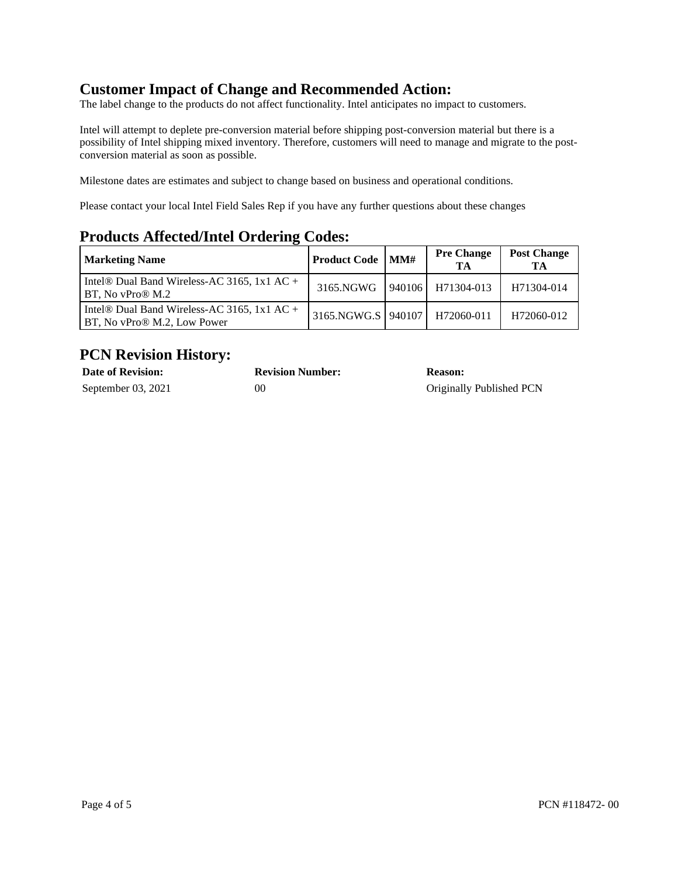## Customer Impact of Change and Recommended Action:

The label change to the products do not affect functionality. Intel anticipates no impact to customers.

Intel will attempt to deplete pre-conversion material before shipping post-conversion material but there is a possibility of Intel shipping mixed inventory. Therefore, customers will need to manage and migrate to the post-conversion material as soon as possible.

Milestone dates are estimates and subject to change based on business and operational conditions.

Please contact your local Intel Field Sales Rep if you have any further questions about these changes

## Products Affected/Intel Ordering Codes:

| Marketing Name | Product Code | MM# | Pre Change TA | Post Change TA |
|---|---|---|---|---|
| Intel® Dual Band Wireless-AC 3165, 1x1 AC + BT, No vPro® M.2 | 3165.NGWG | 940106 | H71304-013 | H71304-014 |
| Intel® Dual Band Wireless-AC 3165, 1x1 AC + BT, No vPro® M.2, Low Power | 3165.NGWG.S | 940107 | H72060-011 | H72060-012 |

## PCN Revision History:

| Date of Revision: | Revision Number: | Reason: |
|---|---|---|
| September 03, 2021 | 00 | Originally Published PCN |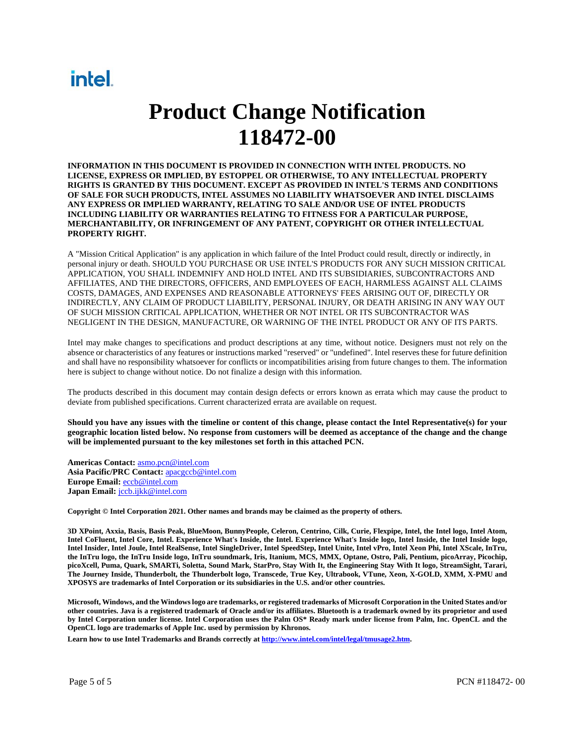intel.

# Product Change Notification 118472-00

**INFORMATION IN THIS DOCUMENT IS PROVIDED IN CONNECTION WITH INTEL PRODUCTS. NO LICENSE, EXPRESS OR IMPLIED, BY ESTOPPEL OR OTHERWISE, TO ANY INTELLECTUAL PROPERTY RIGHTS IS GRANTED BY THIS DOCUMENT. EXCEPT AS PROVIDED IN INTEL'S TERMS AND CONDITIONS OF SALE FOR SUCH PRODUCTS, INTEL ASSUMES NO LIABILITY WHATSOEVER AND INTEL DISCLAIMS ANY EXPRESS OR IMPLIED WARRANTY, RELATING TO SALE AND/OR USE OF INTEL PRODUCTS INCLUDING LIABILITY OR WARRANTIES RELATING TO FITNESS FOR A PARTICULAR PURPOSE, MERCHANTABILITY, OR INFRINGEMENT OF ANY PATENT, COPYRIGHT OR OTHER INTELLECTUAL PROPERTY RIGHT.**

A "Mission Critical Application" is any application in which failure of the Intel Product could result, directly or indirectly, in personal injury or death. SHOULD YOU PURCHASE OR USE INTEL'S PRODUCTS FOR ANY SUCH MISSION CRITICAL APPLICATION, YOU SHALL INDEMNIFY AND HOLD INTEL AND ITS SUBSIDIARIES, SUBCONTRACTORS AND AFFILIATES, AND THE DIRECTORS, OFFICERS, AND EMPLOYEES OF EACH, HARMLESS AGAINST ALL CLAIMS COSTS, DAMAGES, AND EXPENSES AND REASONABLE ATTORNEYS' FEES ARISING OUT OF, DIRECTLY OR INDIRECTLY, ANY CLAIM OF PRODUCT LIABILITY, PERSONAL INJURY, OR DEATH ARISING IN ANY WAY OUT OF SUCH MISSION CRITICAL APPLICATION, WHETHER OR NOT INTEL OR ITS SUBCONTRACTOR WAS NEGLIGENT IN THE DESIGN, MANUFACTURE, OR WARNING OF THE INTEL PRODUCT OR ANY OF ITS PARTS.

Intel may make changes to specifications and product descriptions at any time, without notice. Designers must not rely on the absence or characteristics of any features or instructions marked "reserved" or "undefined". Intel reserves these for future definition and shall have no responsibility whatsoever for conflicts or incompatibilities arising from future changes to them. The information here is subject to change without notice. Do not finalize a design with this information.

The products described in this document may contain design defects or errors known as errata which may cause the product to deviate from published specifications. Current characterized errata are available on request.

**Should you have any issues with the timeline or content of this change, please contact the Intel Representative(s) for your geographic location listed below. No response from customers will be deemed as acceptance of the change and the change will be implemented pursuant to the key milestones set forth in this attached PCN.**

**Americas Contact:** asmo.pcn@intel.com
**Asia Pacific/PRC Contact:** apacgccb@intel.com
**Europe Email:** eccb@intel.com
**Japan Email:** jccb.ijkk@intel.com

**Copyright © Intel Corporation 2021. Other names and brands may be claimed as the property of others.**

**3D XPoint, Axxia, Basis, Basis Peak, BlueMoon, BunnyPeople, Celeron, Centrino, Cilk, Curie, Flexpipe, Intel, the Intel logo, Intel Atom, Intel CoFluent, Intel Core, Intel. Experience What's Inside, the Intel. Experience What's Inside logo, Intel Inside, the Intel Inside logo, Intel Insider, Intel Joule, Intel RealSense, Intel SingleDriver, Intel SpeedStep, Intel Unite, Intel vPro, Intel Xeon Phi, Intel XScale, InTru, the InTru logo, the InTru Inside logo, InTru soundmark, Iris, Itanium, MCS, MMX, Optane, Ostro, Pali, Pentium, picoArray, Picochip, picoXcell, Puma, Quark, SMARTi, Soletta, Sound Mark, StarPro, Stay With It, the Engineering Stay With It logo, StreamSight, Tarari, The Journey Inside, Thunderbolt, the Thunderbolt logo, Transcede, True Key, Ultrabook, VTune, Xeon, X-GOLD, XMM, X-PMU and XPOSYS are trademarks of Intel Corporation or its subsidiaries in the U.S. and/or other countries.**

**Microsoft, Windows, and the Windows logo are trademarks, or registered trademarks of Microsoft Corporation in the United States and/or other countries. Java is a registered trademark of Oracle and/or its affiliates. Bluetooth is a trademark owned by its proprietor and used by Intel Corporation under license. Intel Corporation uses the Palm OS* Ready mark under license from Palm, Inc. OpenCL and the OpenCL logo are trademarks of Apple Inc. used by permission by Khronos.**

**Learn how to use Intel Trademarks and Brands correctly at http://www.intel.com/intel/legal/tmusage2.htm.**